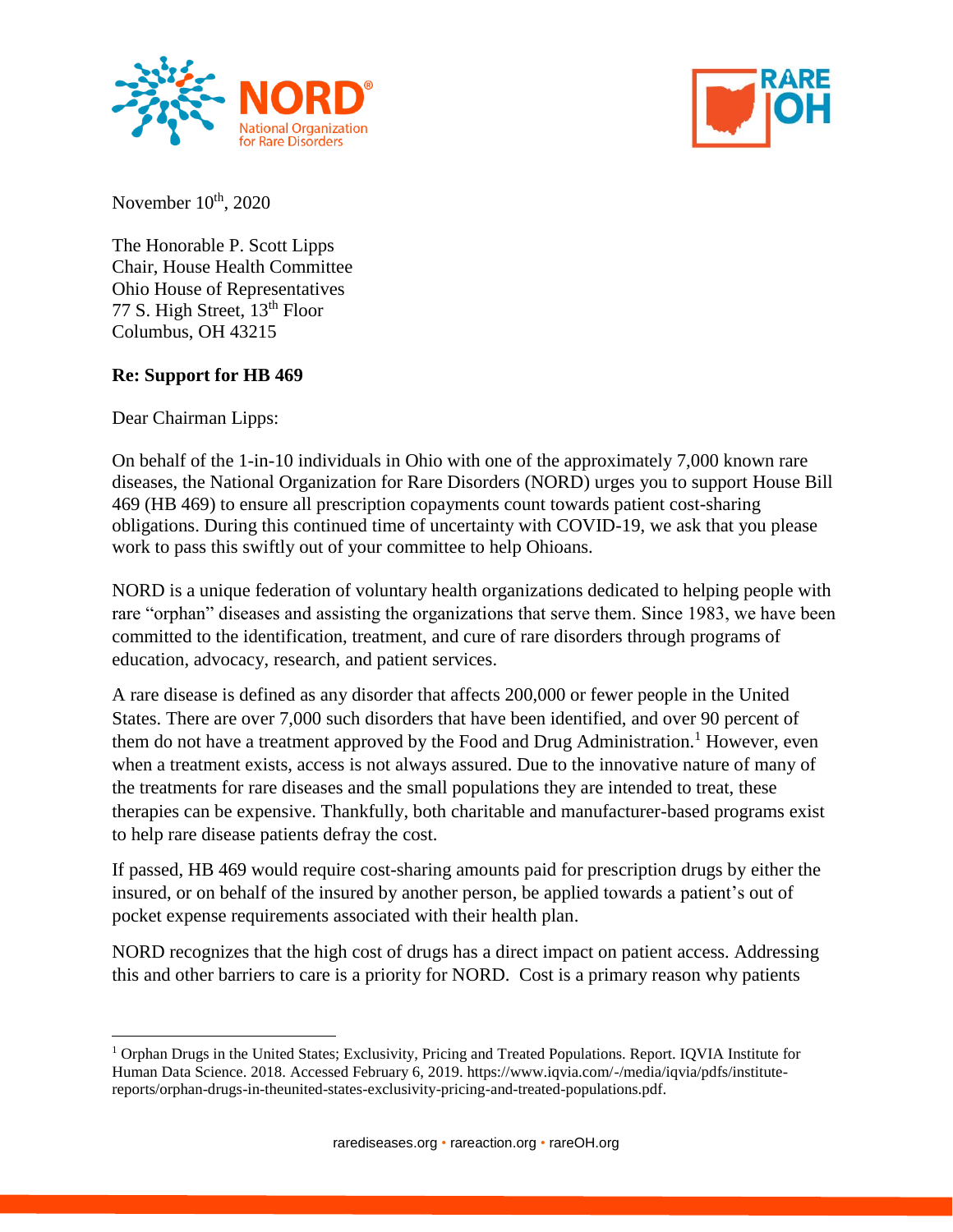November 10th, 2020

The Honorable P. Scott Lipps
Chair, House Health Committee
Ohio House of Representatives
77 S. High Street, 13th Floor
Columbus, OH 43215

**Re: Support for HB 469**

Dear Chairman Lipps:

On behalf of the 1-in-10 individuals in Ohio with one of the approximately 7,000 known rare diseases, the National Organization for Rare Disorders (NORD) urges you to support House Bill 469 (HB 469) to ensure all prescription copayments count towards patient cost-sharing obligations. During this continued time of uncertainty with COVID-19, we ask that you please work to pass this swiftly out of your committee to help Ohioans.

NORD is a unique federation of voluntary health organizations dedicated to helping people with rare "orphan" diseases and assisting the organizations that serve them. Since 1983, we have been committed to the identification, treatment, and cure of rare disorders through programs of education, advocacy, research, and patient services.

A rare disease is defined as any disorder that affects 200,000 or fewer people in the United States. There are over 7,000 such disorders that have been identified, and over 90 percent of them do not have a treatment approved by the Food and Drug Administration.[1] However, even when a treatment exists, access is not always assured. Due to the innovative nature of many of the treatments for rare diseases and the small populations they are intended to treat, these therapies can be expensive. Thankfully, both charitable and manufacturer-based programs exist to help rare disease patients defray the cost.

If passed, HB 469 would require cost-sharing amounts paid for prescription drugs by either the insured, or on behalf of the insured by another person, be applied towards a patient's out of pocket expense requirements associated with their health plan.

NORD recognizes that the high cost of drugs has a direct impact on patient access. Addressing this and other barriers to care is a priority for NORD. Cost is a primary reason why patients

---

[1] Orphan Drugs in the United States; Exclusivity, Pricing and Treated Populations. Report. IQVIA Institute for Human Data Science. 2018. Accessed February 6, 2019. https://www.iqvia.com/-/media/iqvia/pdfs/institute-reports/orphan-drugs-in-theunited-states-exclusivity-pricing-and-treated-populations.pdf.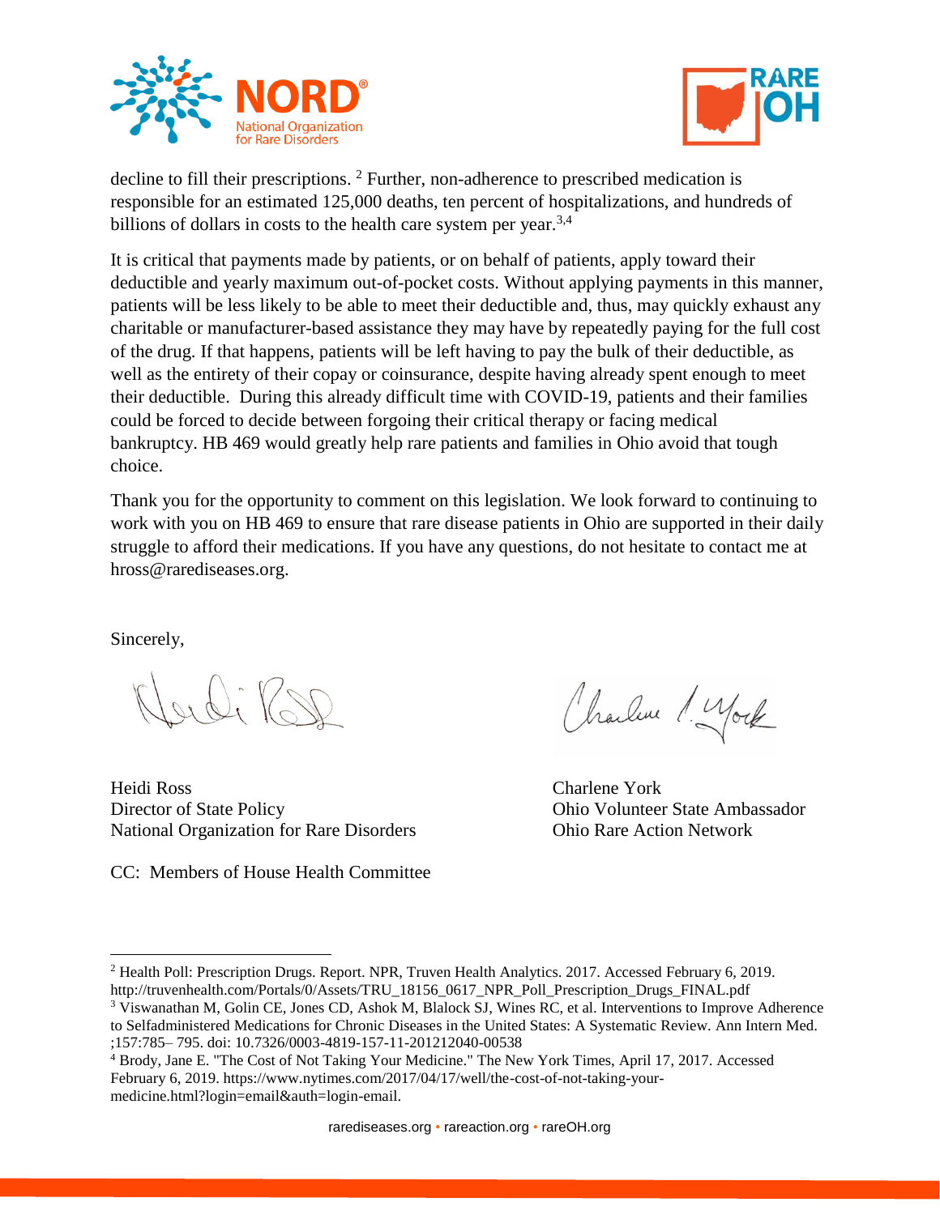decline to fill their prescriptions. [2] Further, non-adherence to prescribed medication is responsible for an estimated 125,000 deaths, ten percent of hospitalizations, and hundreds of billions of dollars in costs to the health care system per year.[3,4]

It is critical that payments made by patients, or on behalf of patients, apply toward their deductible and yearly maximum out-of-pocket costs. Without applying payments in this manner, patients will be less likely to be able to meet their deductible and, thus, may quickly exhaust any charitable or manufacturer-based assistance they may have by repeatedly paying for the full cost of the drug. If that happens, patients will be left having to pay the bulk of their deductible, as well as the entirety of their copay or coinsurance, despite having already spent enough to meet their deductible. During this already difficult time with COVID-19, patients and their families could be forced to decide between forgoing their critical therapy or facing medical bankruptcy. HB 469 would greatly help rare patients and families in Ohio avoid that tough choice.

Thank you for the opportunity to comment on this legislation. We look forward to continuing to work with you on HB 469 to ensure that rare disease patients in Ohio are supported in their daily struggle to afford their medications. If you have any questions, do not hesitate to contact me at hross@rarediseases.org.

Sincerely,

Heidi Ross
Director of State Policy
National Organization for Rare Disorders

Charlene York
Ohio Volunteer State Ambassador
Ohio Rare Action Network

CC: Members of House Health Committee

---

[2] Health Poll: Prescription Drugs. Report. NPR, Truven Health Analytics. 2017. Accessed February 6, 2019. http://truvenhealth.com/Portals/0/Assets/TRU_18156_0617_NPR_Poll_Prescription_Drugs_FINAL.pdf

[3] Viswanathan M, Golin CE, Jones CD, Ashok M, Blalock SJ, Wines RC, et al. Interventions to Improve Adherence to Selfadministered Medications for Chronic Diseases in the United States: A Systematic Review. Ann Intern Med. ;157:785– 795. doi: 10.7326/0003-4819-157-11-201212040-00538

[4] Brody, Jane E. "The Cost of Not Taking Your Medicine." The New York Times, April 17, 2017. Accessed February 6, 2019. https://www.nytimes.com/2017/04/17/well/the-cost-of-not-taking-your-medicine.html?login=email&auth=login-email.